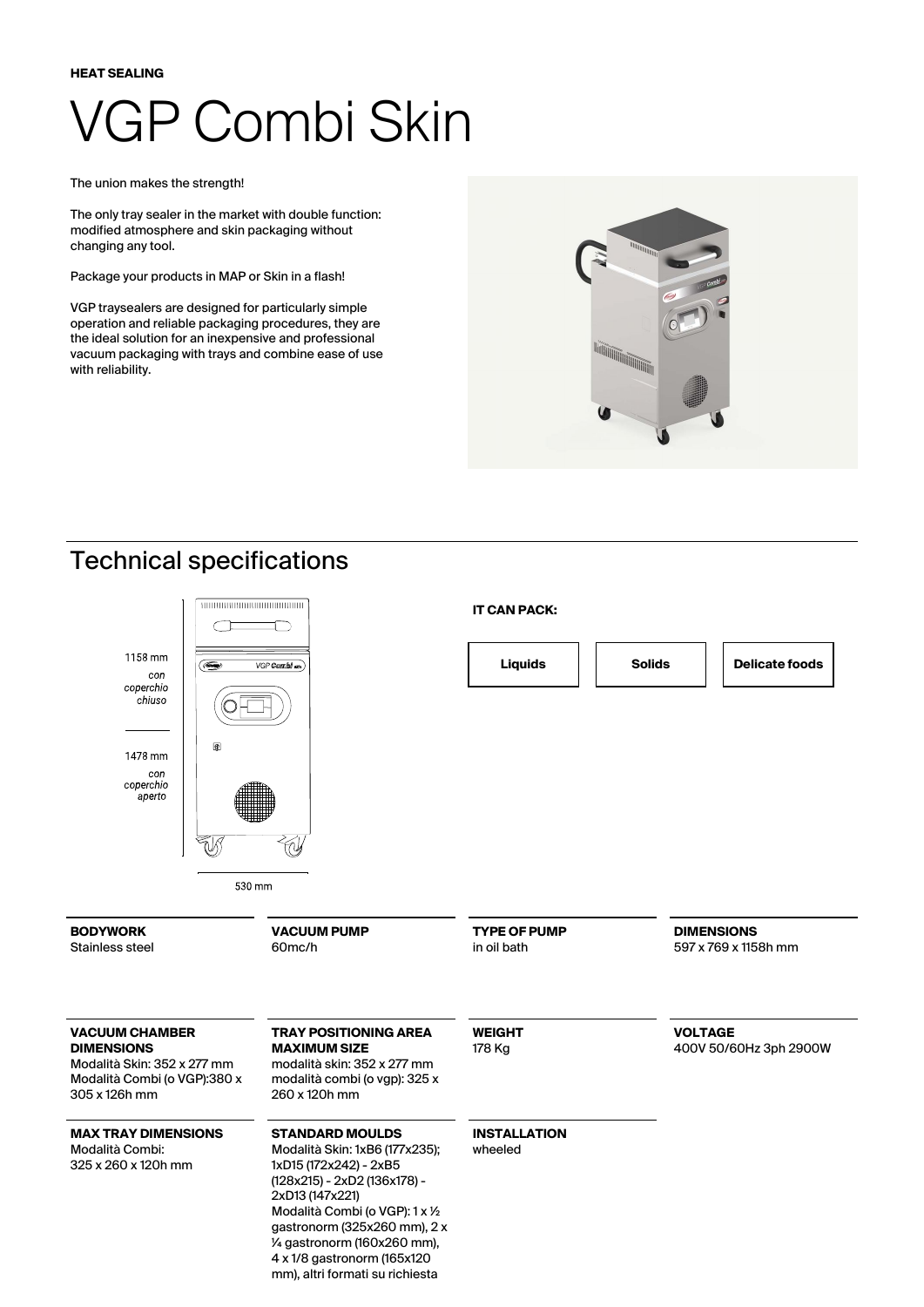**HEAT SEALING**

# VGP Combi Skin

The union makes the strength!

The only tray sealer in the market with double function: modified atmosphere and skin packaging without changing any tool.

Package your products in MAP or Skin in a flash!

VGP traysealers are designed for particularly simple operation and reliable packaging procedures, they are the ideal solution for an inexpensive and professional vacuum packaging with trays and combine ease of use with reliability.

## Technical specifications

1158 mm *con coperchio chiuso*

1478 mm *con coperchio aperto*

530 mm

**IT CAN PACK:**

- Liquids
- Solids
- Delicate foods

**BODYWORK**
Stainless steel

**VACUUM PUMP**
60mc/h

**TYPE OF PUMP**
in oil bath

**DIMENSIONS**
597 x 769 x 1158h mm

**VACUUM CHAMBER DIMENSIONS**
Modalità Skin: 352 x 277 mm
Modalità Combi (o VGP):380 x 305 x 126h mm

**TRAY POSITIONING AREA MAXIMUM SIZE**
modalità skin: 352 x 277 mm
modalità combi (o vgp): 325 x 260 x 120h mm

**WEIGHT**
178 Kg

**VOLTAGE**
400V 50/60Hz 3ph 2900W

**MAX TRAY DIMENSIONS**
Modalità Combi:
325 x 260 x 120h mm

**STANDARD MOULDS**
Modalità Skin: 1xB6 (177x235); 1xD15 (172x242) - 2xB5 (128x215) - 2xD2 (136x178) - 2xD13 (147x221)
Modalità Combi (o VGP): 1 x ½ gastronorm (325x260 mm), 2 x ¼ gastronorm (160x260 mm), 4 x 1/8 gastronorm (165x120 mm), altri formati su richiesta

**INSTALLATION**
wheeled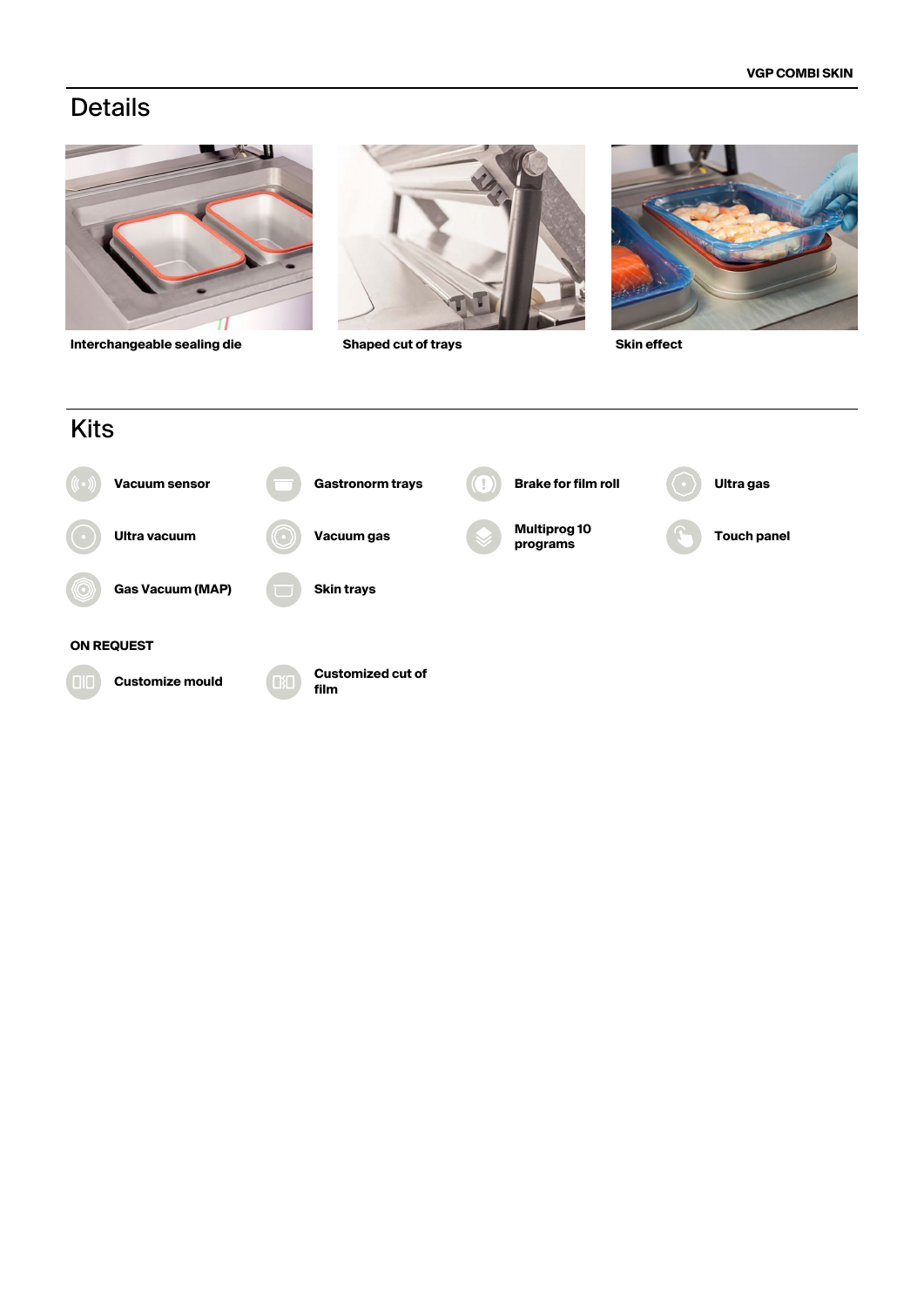## Details

Interchangeable sealing die

Shaped cut of trays

Skin effect

## Kits

- Vacuum sensor
- Gastronorm trays
- Brake for film roll
- Ultra gas
- Ultra vacuum
- Vacuum gas
- Multiprog 10 programs
- Touch panel
- Gas Vacuum (MAP)
- Skin trays

**ON REQUEST**

- Customize mould
- Customized cut of film